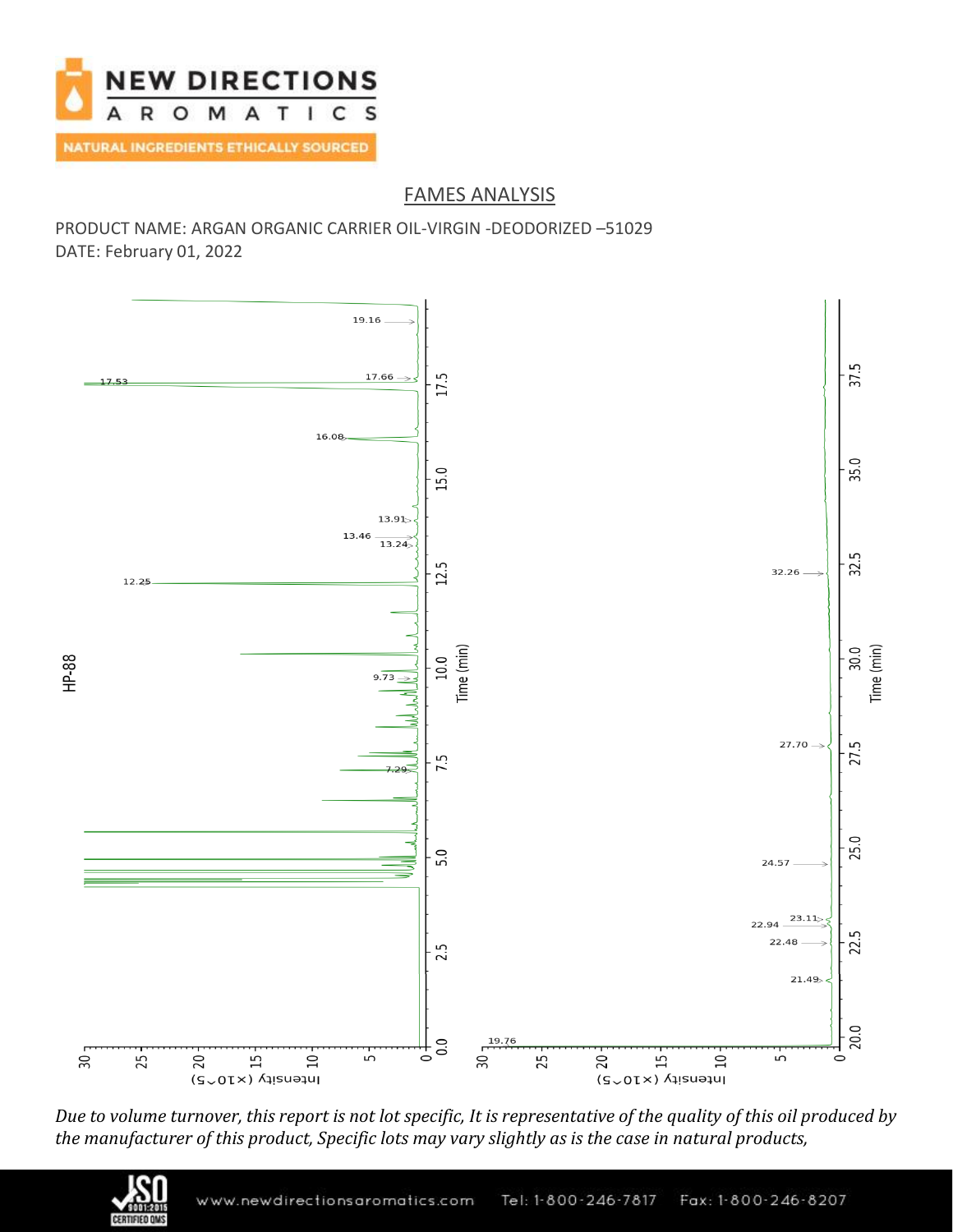## FAMES ANALYSIS

PRODUCT NAME: ARGAN ORGANIC CARRIER OIL-VIRGIN -DEODORIZED –51029

DATE: February 01, 2022

HP-88

*Due to volume turnover, this report is not lot specific, It is representative of the quality of this oil produced by the manufacturer of this product, Specific lots may vary slightly as is the case in natural products,*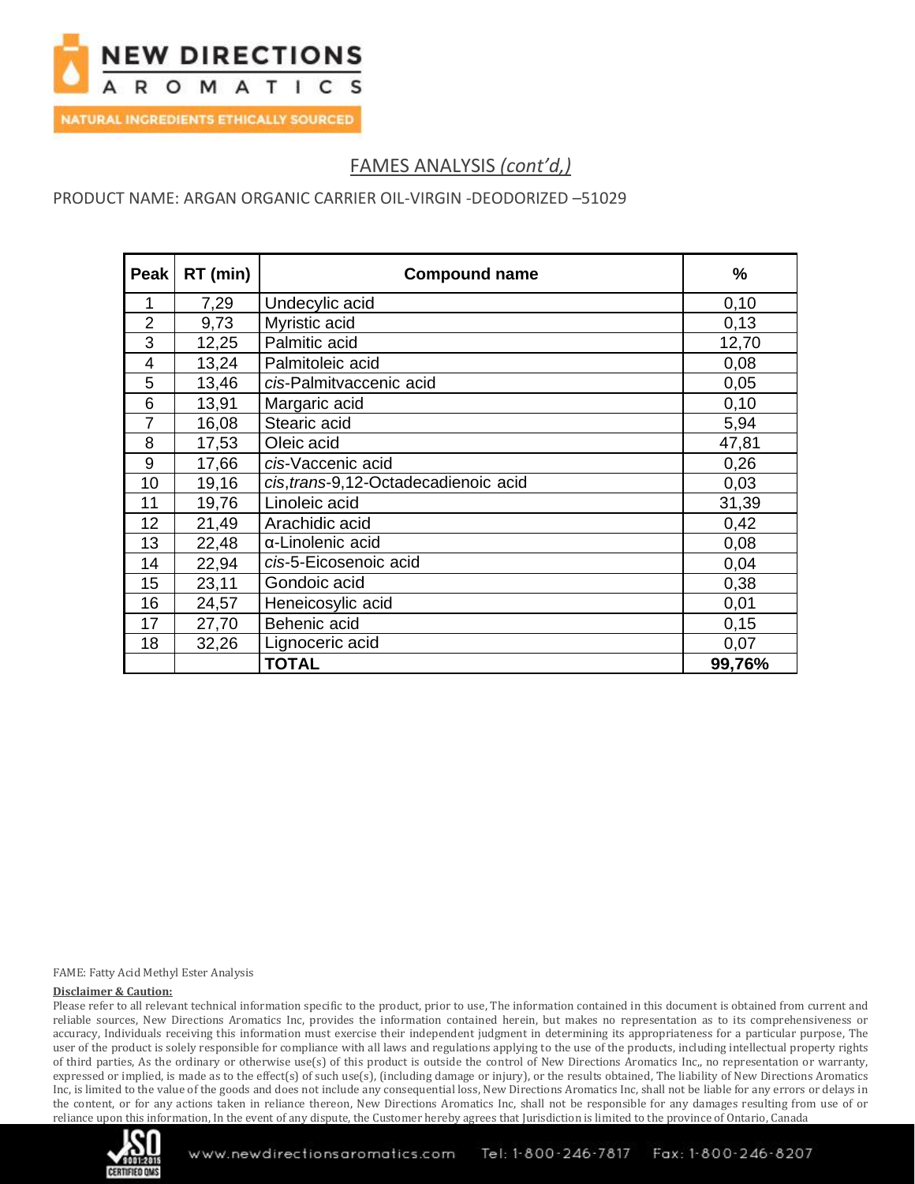## FAMES ANALYSIS *(cont'd,)*

PRODUCT NAME: ARGAN ORGANIC CARRIER OIL-VIRGIN -DEODORIZED –51029

| Peak | RT (min) | Compound name | % |
|---|---|---|---|
| 1 | 7,29 | Undecylic acid | 0,10 |
| 2 | 9,73 | Myristic acid | 0,13 |
| 3 | 12,25 | Palmitic acid | 12,70 |
| 4 | 13,24 | Palmitoleic acid | 0,08 |
| 5 | 13,46 | *cis*-Palmitvaccenic acid | 0,05 |
| 6 | 13,91 | Margaric acid | 0,10 |
| 7 | 16,08 | Stearic acid | 5,94 |
| 8 | 17,53 | Oleic acid | 47,81 |
| 9 | 17,66 | *cis*-Vaccenic acid | 0,26 |
| 10 | 19,16 | *cis,trans*-9,12-Octadecadienoic acid | 0,03 |
| 11 | 19,76 | Linoleic acid | 31,39 |
| 12 | 21,49 | Arachidic acid | 0,42 |
| 13 | 22,48 | α-Linolenic acid | 0,08 |
| 14 | 22,94 | *cis*-5-Eicosenoic acid | 0,04 |
| 15 | 23,11 | Gondoic acid | 0,38 |
| 16 | 24,57 | Heneicosylic acid | 0,01 |
| 17 | 27,70 | Behenic acid | 0,15 |
| 18 | 32,26 | Lignoceric acid | 0,07 |
| | | **TOTAL** | **99,76%** |

FAME: Fatty Acid Methyl Ester Analysis

**Disclaimer & Caution:**

Please refer to all relevant technical information specific to the product, prior to use, The information contained in this document is obtained from current and reliable sources, New Directions Aromatics Inc, provides the information contained herein, but makes no representation as to its comprehensiveness or accuracy, Individuals receiving this information must exercise their independent judgment in determining its appropriateness for a particular purpose, The user of the product is solely responsible for compliance with all laws and regulations applying to the use of the products, including intellectual property rights of third parties, As the ordinary or otherwise use(s) of this product is outside the control of New Directions Aromatics Inc,, no representation or warranty, expressed or implied, is made as to the effect(s) of such use(s), (including damage or injury), or the results obtained, The liability of New Directions Aromatics Inc, is limited to the value of the goods and does not include any consequential loss, New Directions Aromatics Inc, shall not be liable for any errors or delays in the content, or for any actions taken in reliance thereon, New Directions Aromatics Inc, shall not be responsible for any damages resulting from use of or reliance upon this information, In the event of any dispute, the Customer hereby agrees that Jurisdiction is limited to the province of Ontario, Canada

www.newdirectionsaromatics.com Tel: 1-800-246-7817 Fax: 1-800-246-8207